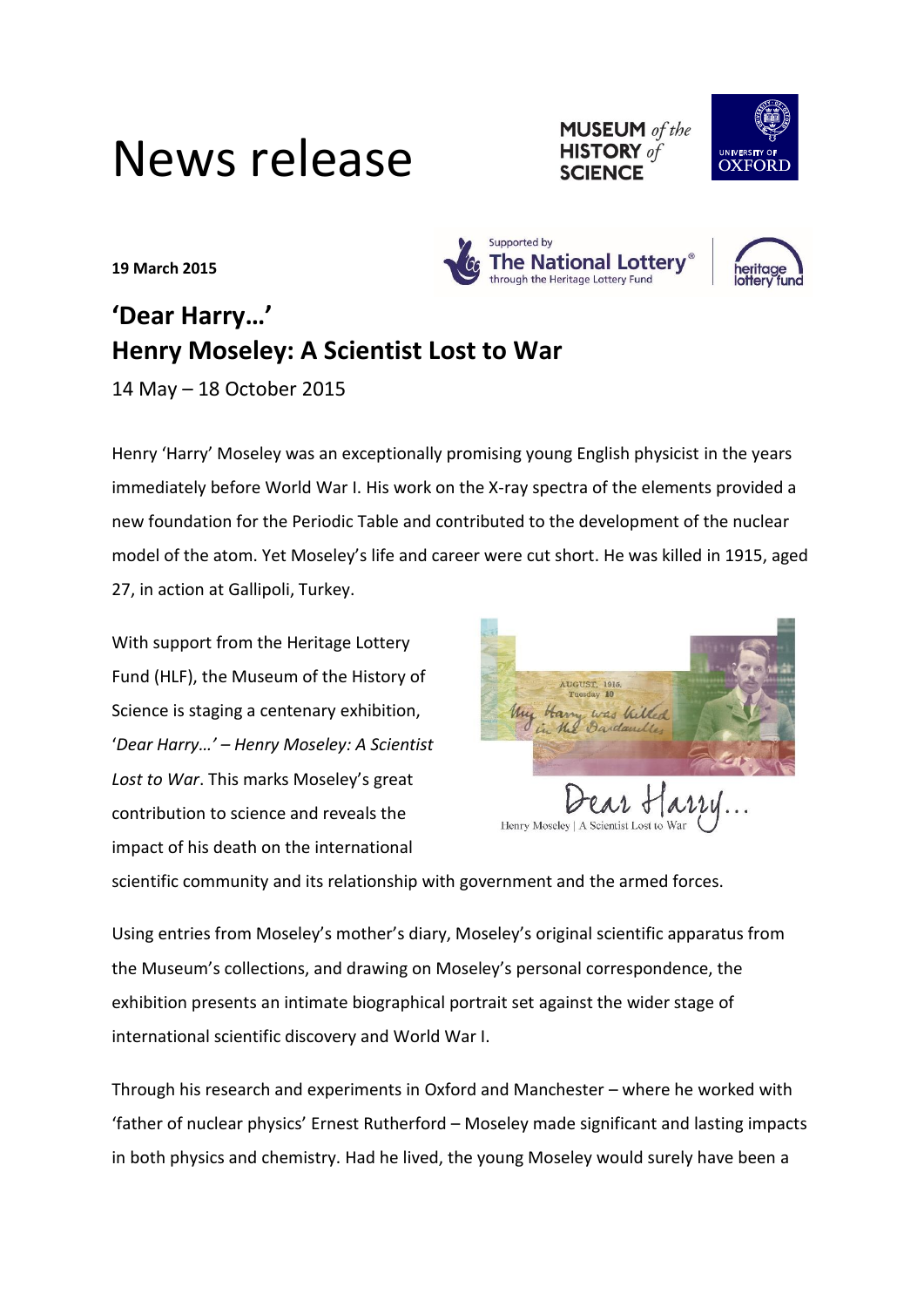# News release

**19 March 2015**

## 'Dear Harry…'
## Henry Moseley: A Scientist Lost to War

14 May – 18 October 2015

Henry 'Harry' Moseley was an exceptionally promising young English physicist in the years immediately before World War I. His work on the X-ray spectra of the elements provided a new foundation for the Periodic Table and contributed to the development of the nuclear model of the atom. Yet Moseley's life and career were cut short. He was killed in 1915, aged 27, in action at Gallipoli, Turkey.

With support from the Heritage Lottery Fund (HLF), the Museum of the History of Science is staging a centenary exhibition, '*Dear Harry…' – Henry Moseley: A Scientist Lost to War*. This marks Moseley's great contribution to science and reveals the impact of his death on the international scientific community and its relationship with government and the armed forces.

Using entries from Moseley's mother's diary, Moseley's original scientific apparatus from the Museum's collections, and drawing on Moseley's personal correspondence, the exhibition presents an intimate biographical portrait set against the wider stage of international scientific discovery and World War I.

Through his research and experiments in Oxford and Manchester – where he worked with 'father of nuclear physics' Ernest Rutherford – Moseley made significant and lasting impacts in both physics and chemistry. Had he lived, the young Moseley would surely have been a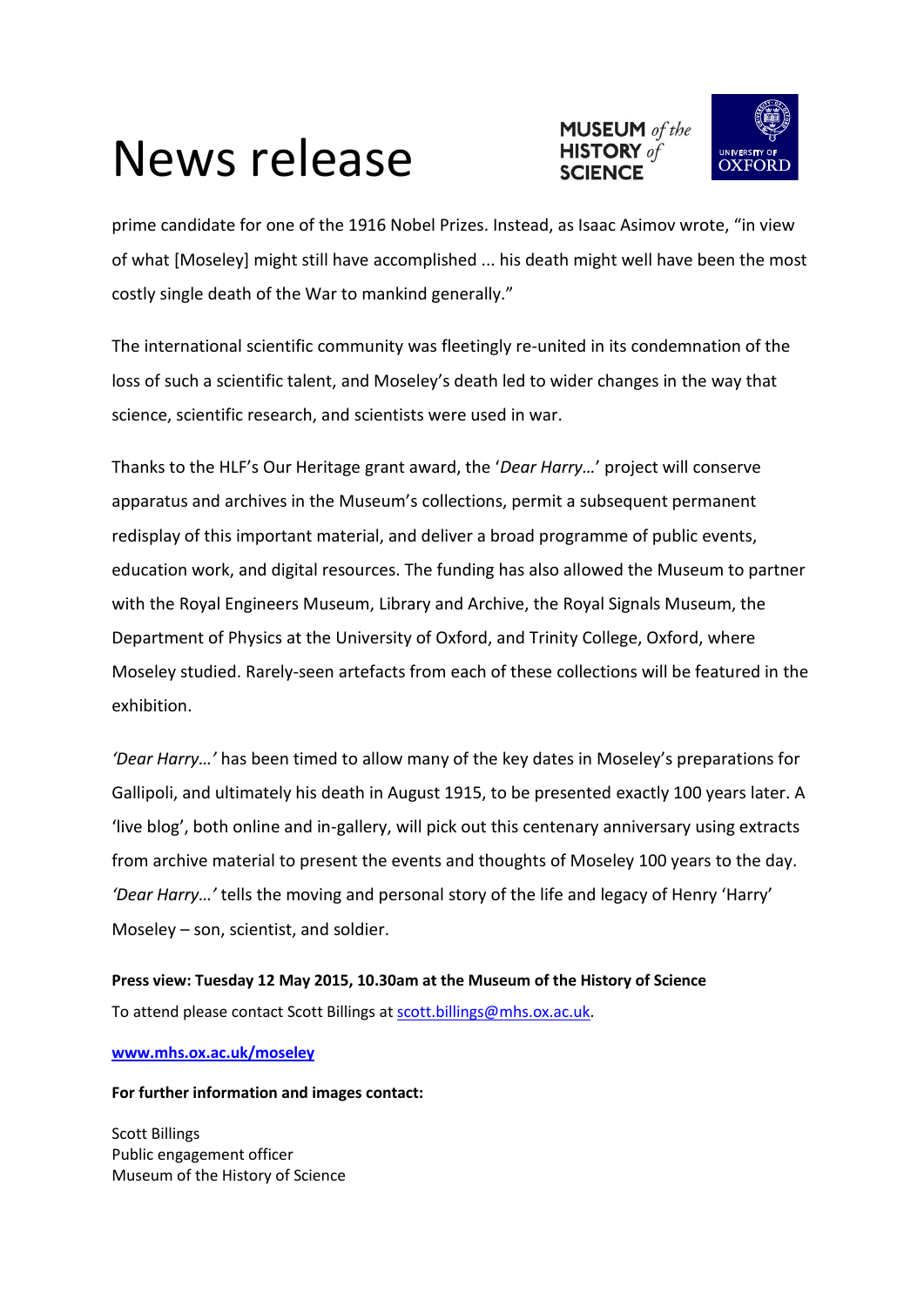prime candidate for one of the 1916 Nobel Prizes. Instead, as Isaac Asimov wrote, "in view of what [Moseley] might still have accomplished ... his death might well have been the most costly single death of the War to mankind generally."

The international scientific community was fleetingly re-united in its condemnation of the loss of such a scientific talent, and Moseley's death led to wider changes in the way that science, scientific research, and scientists were used in war.

Thanks to the HLF's Our Heritage grant award, the '*Dear Harry…*' project will conserve apparatus and archives in the Museum's collections, permit a subsequent permanent redisplay of this important material, and deliver a broad programme of public events, education work, and digital resources. The funding has also allowed the Museum to partner with the Royal Engineers Museum, Library and Archive, the Royal Signals Museum, the Department of Physics at the University of Oxford, and Trinity College, Oxford, where Moseley studied. Rarely-seen artefacts from each of these collections will be featured in the exhibition.

*'Dear Harry…'* has been timed to allow many of the key dates in Moseley's preparations for Gallipoli, and ultimately his death in August 1915, to be presented exactly 100 years later. A 'live blog', both online and in-gallery, will pick out this centenary anniversary using extracts from archive material to present the events and thoughts of Moseley 100 years to the day. *'Dear Harry…'* tells the moving and personal story of the life and legacy of Henry 'Harry' Moseley – son, scientist, and soldier.

**Press view: Tuesday 12 May 2015, 10.30am at the Museum of the History of Science**

To attend please contact Scott Billings at scott.billings@mhs.ox.ac.uk.

**www.mhs.ox.ac.uk/moseley**

**For further information and images contact:**

Scott Billings
Public engagement officer
Museum of the History of Science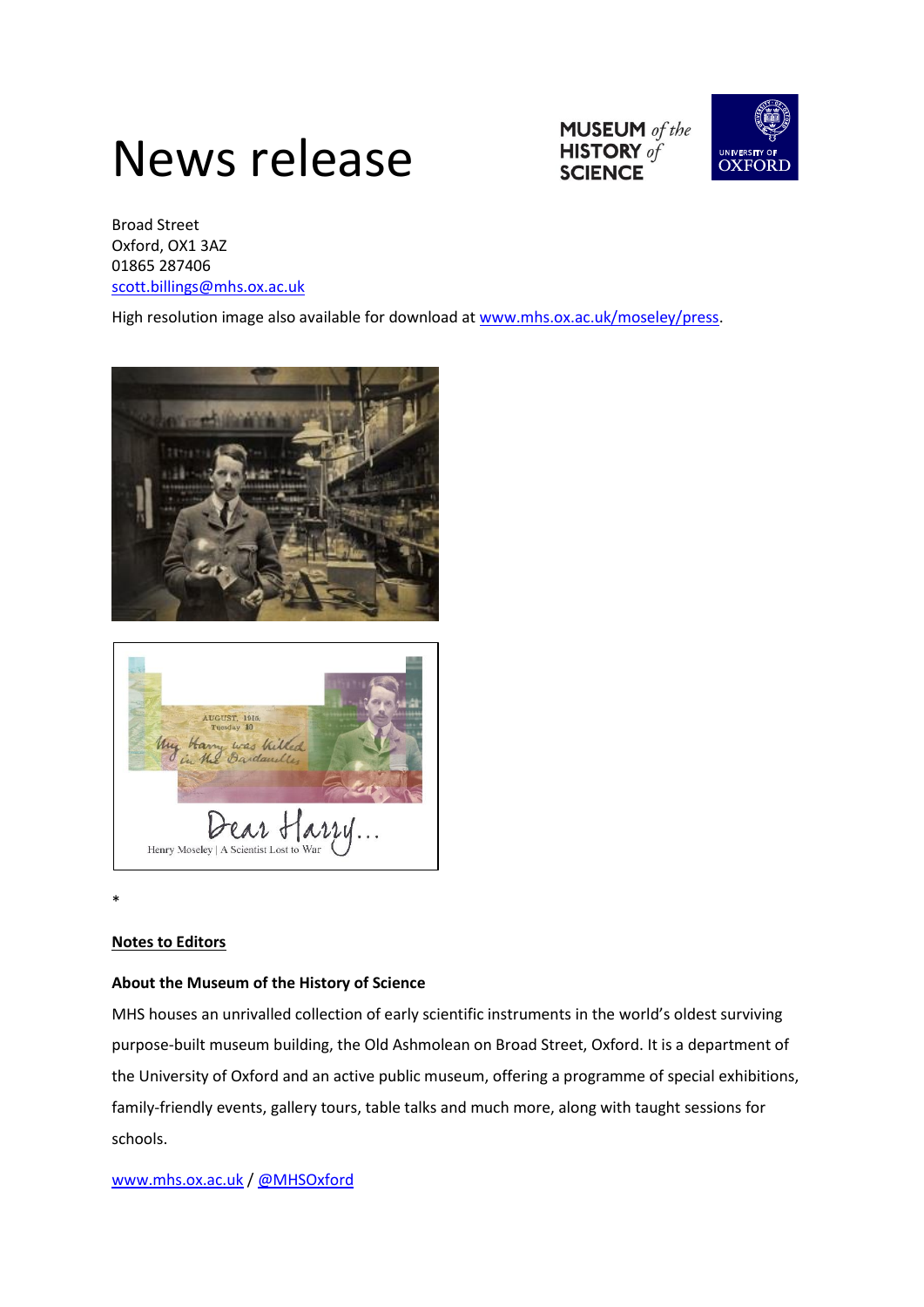# News release

Broad Street
Oxford, OX1 3AZ
01865 287406
scott.billings@mhs.ox.ac.uk

High resolution image also available for download at www.mhs.ox.ac.uk/moseley/press.

*

**Notes to Editors**

**About the Museum of the History of Science**

MHS houses an unrivalled collection of early scientific instruments in the world's oldest surviving purpose-built museum building, the Old Ashmolean on Broad Street, Oxford. It is a department of the University of Oxford and an active public museum, offering a programme of special exhibitions, family-friendly events, gallery tours, table talks and much more, along with taught sessions for schools.

www.mhs.ox.ac.uk / @MHSOxford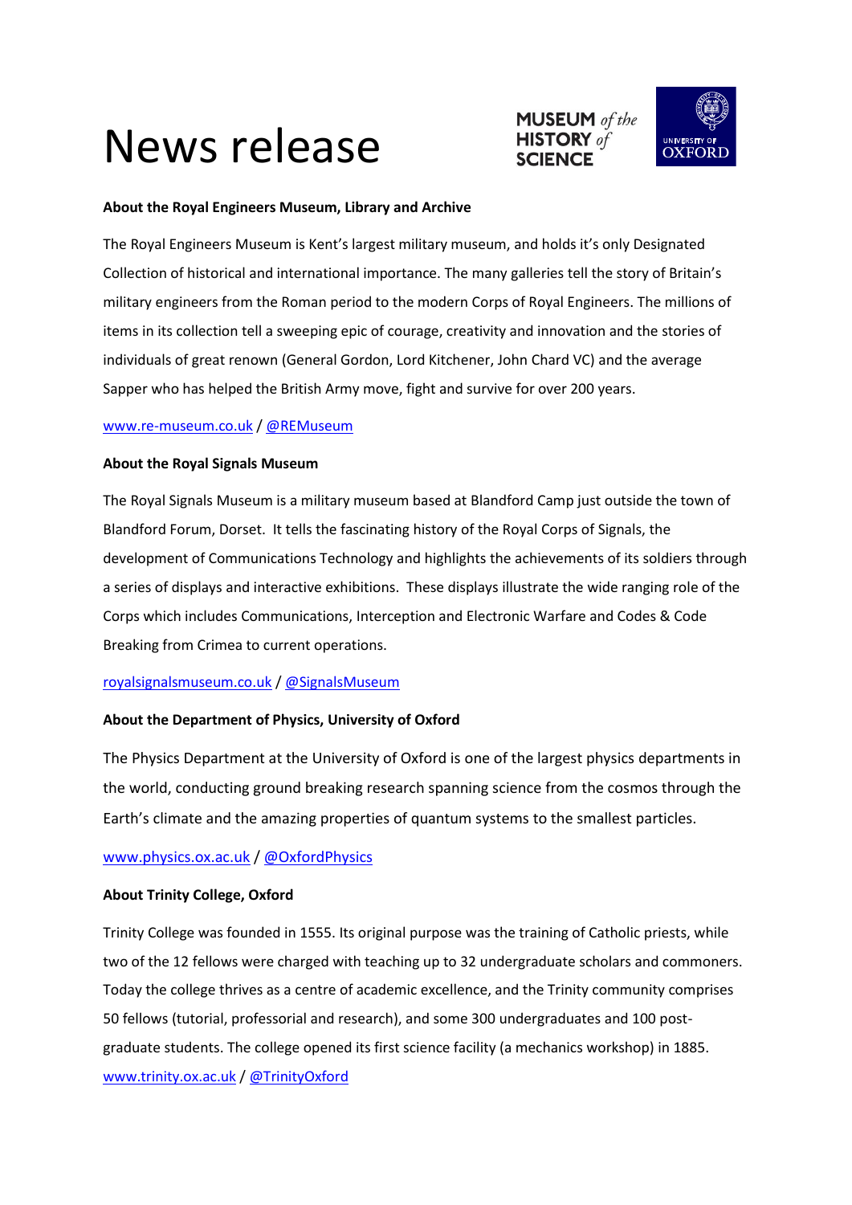# News release

**About the Royal Engineers Museum, Library and Archive**

The Royal Engineers Museum is Kent's largest military museum, and holds it's only Designated Collection of historical and international importance. The many galleries tell the story of Britain's military engineers from the Roman period to the modern Corps of Royal Engineers. The millions of items in its collection tell a sweeping epic of courage, creativity and innovation and the stories of individuals of great renown (General Gordon, Lord Kitchener, John Chard VC) and the average Sapper who has helped the British Army move, fight and survive for over 200 years.

www.re-museum.co.uk / @REMuseum

**About the Royal Signals Museum**

The Royal Signals Museum is a military museum based at Blandford Camp just outside the town of Blandford Forum, Dorset. It tells the fascinating history of the Royal Corps of Signals, the development of Communications Technology and highlights the achievements of its soldiers through a series of displays and interactive exhibitions. These displays illustrate the wide ranging role of the Corps which includes Communications, Interception and Electronic Warfare and Codes & Code Breaking from Crimea to current operations.

royalsignalsmuseum.co.uk / @SignalsMuseum

**About the Department of Physics, University of Oxford**

The Physics Department at the University of Oxford is one of the largest physics departments in the world, conducting ground breaking research spanning science from the cosmos through the Earth's climate and the amazing properties of quantum systems to the smallest particles.

www.physics.ox.ac.uk / @OxfordPhysics

**About Trinity College, Oxford**

Trinity College was founded in 1555. Its original purpose was the training of Catholic priests, while two of the 12 fellows were charged with teaching up to 32 undergraduate scholars and commoners. Today the college thrives as a centre of academic excellence, and the Trinity community comprises 50 fellows (tutorial, professorial and research), and some 300 undergraduates and 100 post-graduate students. The college opened its first science facility (a mechanics workshop) in 1885.

www.trinity.ox.ac.uk / @TrinityOxford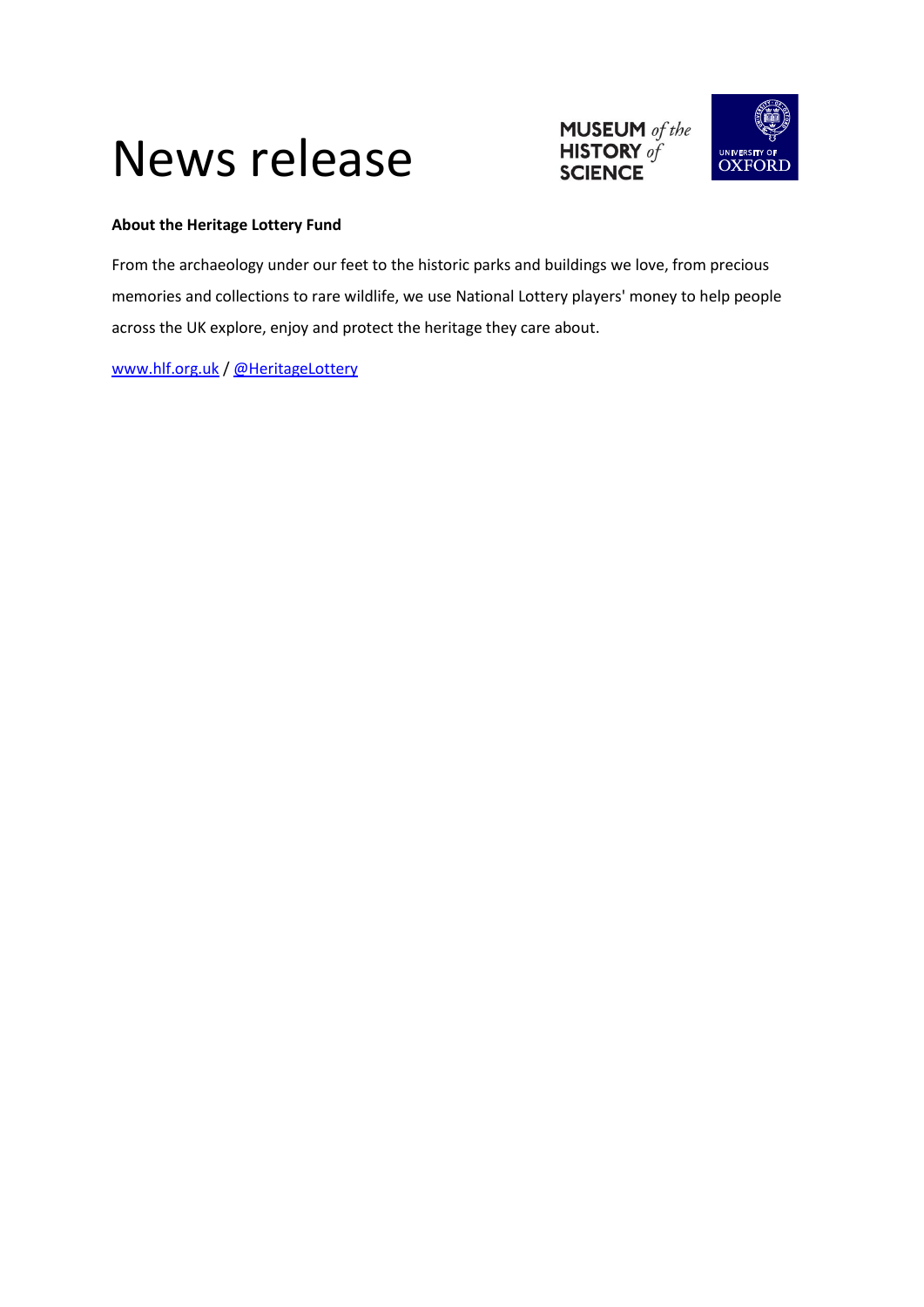# News release

**About the Heritage Lottery Fund**

From the archaeology under our feet to the historic parks and buildings we love, from precious memories and collections to rare wildlife, we use National Lottery players' money to help people across the UK explore, enjoy and protect the heritage they care about.

[www.hlf.org.uk](http://www.hlf.org.uk) / [@HeritageLottery](https://twitter.com/HeritageLottery)